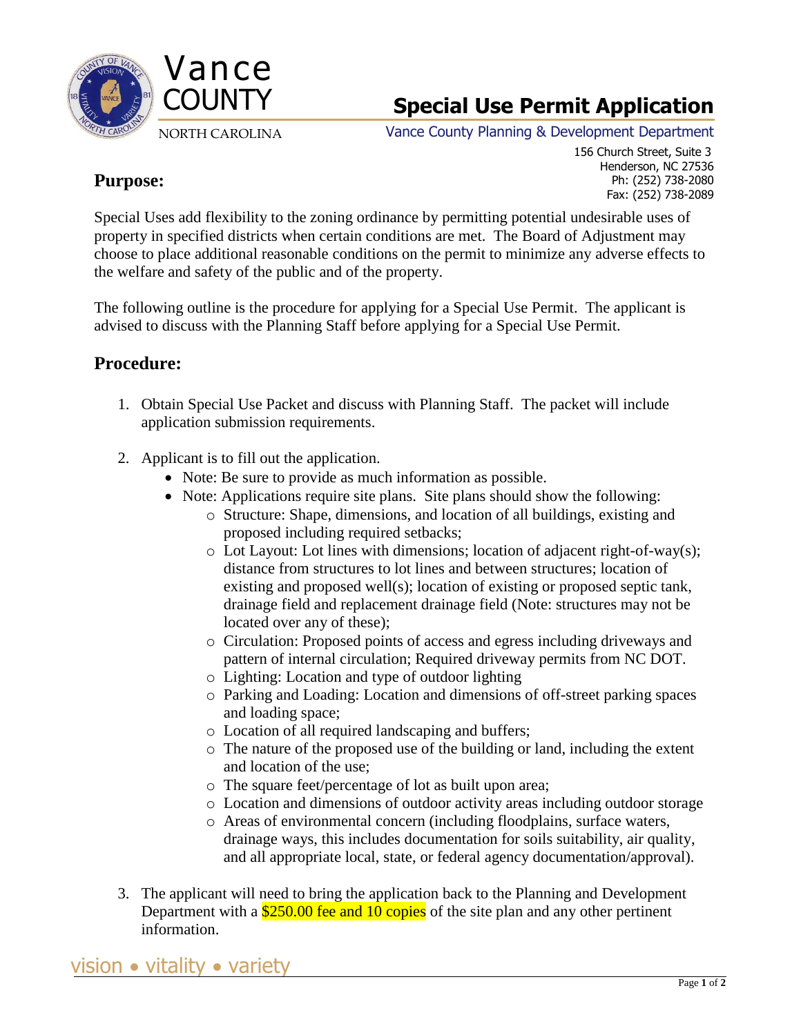# Vance COUNTY

NORTH CAROLINA

# Special Use Permit Application

Vance County Planning & Development Department

156 Church Street, Suite 3
Henderson, NC 27536
Ph: (252) 738-2080
Fax: (252) 738-2089

## Purpose:

Special Uses add flexibility to the zoning ordinance by permitting potential undesirable uses of property in specified districts when certain conditions are met. The Board of Adjustment may choose to place additional reasonable conditions on the permit to minimize any adverse effects to the welfare and safety of the public and of the property.

The following outline is the procedure for applying for a Special Use Permit. The applicant is advised to discuss with the Planning Staff before applying for a Special Use Permit.

## Procedure:

1. Obtain Special Use Packet and discuss with Planning Staff. The packet will include application submission requirements.

2. Applicant is to fill out the application.
   - Note: Be sure to provide as much information as possible.
   - Note: Applications require site plans. Site plans should show the following:
     - Structure: Shape, dimensions, and location of all buildings, existing and proposed including required setbacks;
     - Lot Layout: Lot lines with dimensions; location of adjacent right-of-way(s); distance from structures to lot lines and between structures; location of existing and proposed well(s); location of existing or proposed septic tank, drainage field and replacement drainage field (Note: structures may not be located over any of these);
     - Circulation: Proposed points of access and egress including driveways and pattern of internal circulation; Required driveway permits from NC DOT.
     - Lighting: Location and type of outdoor lighting
     - Parking and Loading: Location and dimensions of off-street parking spaces and loading space;
     - Location of all required landscaping and buffers;
     - The nature of the proposed use of the building or land, including the extent and location of the use;
     - The square feet/percentage of lot as built upon area;
     - Location and dimensions of outdoor activity areas including outdoor storage
     - Areas of environmental concern (including floodplains, surface waters, drainage ways, this includes documentation for soils suitability, air quality, and all appropriate local, state, or federal agency documentation/approval).

3. The applicant will need to bring the application back to the Planning and Development Department with a $250.00 fee and 10 copies of the site plan and any other pertinent information.

vision • vitality • variety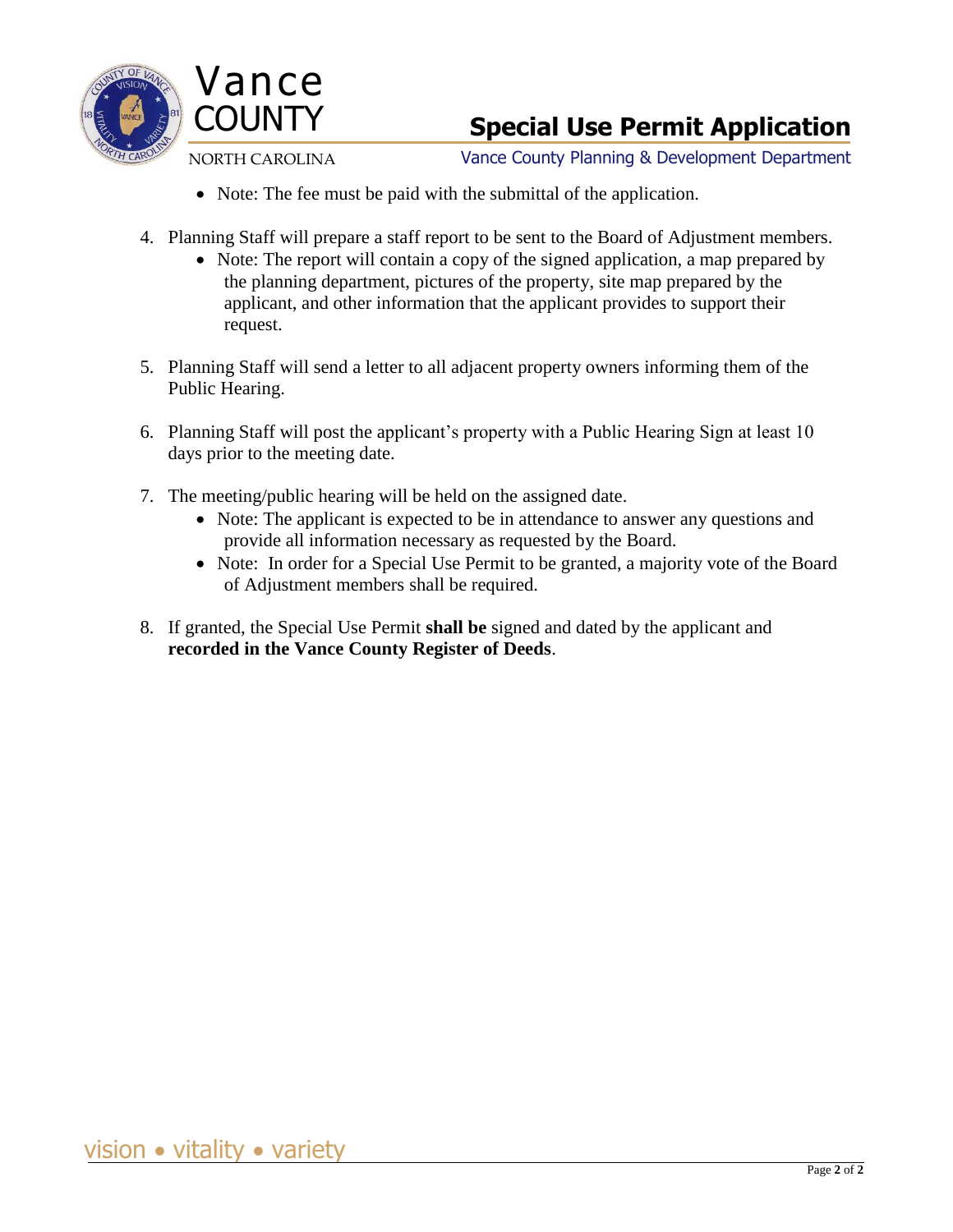- Note: The fee must be paid with the submittal of the application.

4. Planning Staff will prepare a staff report to be sent to the Board of Adjustment members.
   - Note: The report will contain a copy of the signed application, a map prepared by the planning department, pictures of the property, site map prepared by the applicant, and other information that the applicant provides to support their request.

5. Planning Staff will send a letter to all adjacent property owners informing them of the Public Hearing.

6. Planning Staff will post the applicant's property with a Public Hearing Sign at least 10 days prior to the meeting date.

7. The meeting/public hearing will be held on the assigned date.
   - Note: The applicant is expected to be in attendance to answer any questions and provide all information necessary as requested by the Board.
   - Note: In order for a Special Use Permit to be granted, a majority vote of the Board of Adjustment members shall be required.

8. If granted, the Special Use Permit **shall be** signed and dated by the applicant and **recorded in the Vance County Register of Deeds**.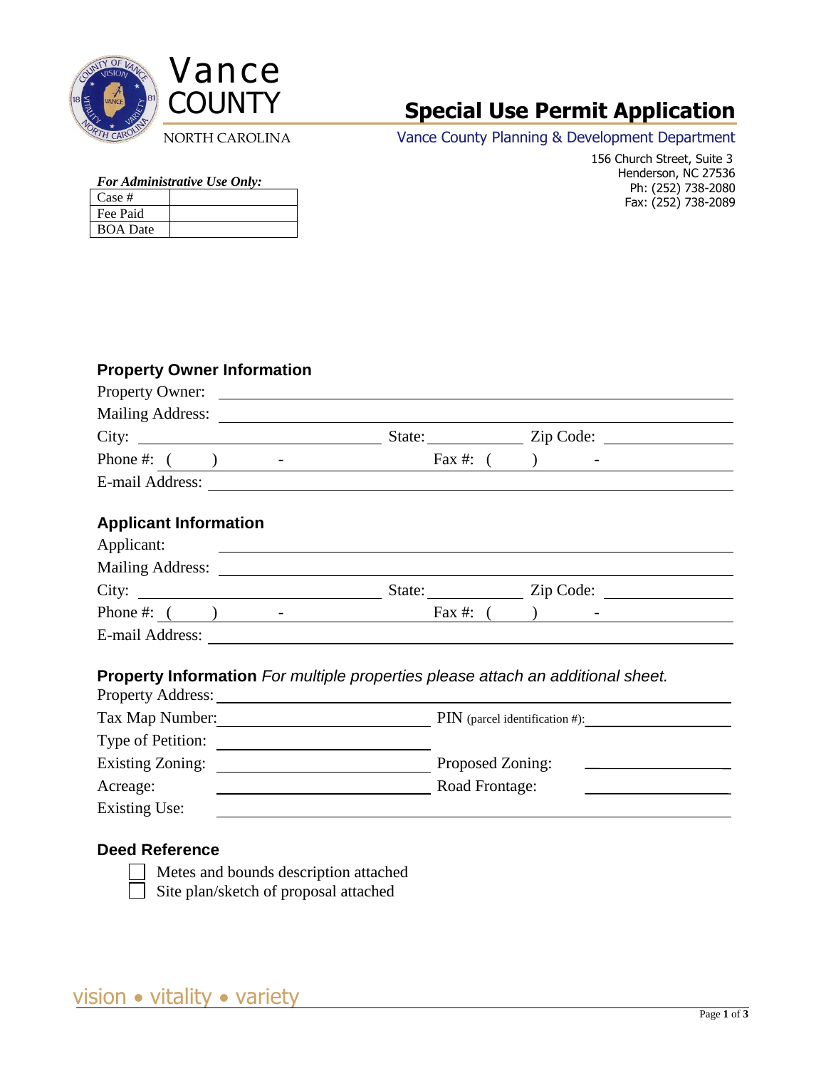Vance COUNTY

NORTH CAROLINA

# Special Use Permit Application

Vance County Planning & Development Department

156 Church Street, Suite 3
Henderson, NC 27536
Ph: (252) 738-2080
Fax: (252) 738-2089

***For Administrative Use Only:***

| Case # | |
|---|---|
| Fee Paid | |
| BOA Date | |

## Property Owner Information

Property Owner: ______________________________

Mailing Address: ______________________________

City: ______________ State: __________ Zip Code: __________

Phone #: ( ) - Fax #: ( ) -

E-mail Address: ______________________________

## Applicant Information

Applicant: ______________________________

Mailing Address: ______________________________

City: ______________ State: __________ Zip Code: __________

Phone #: ( ) - Fax #: ( ) -

E-mail Address: ______________________________

## Property Information *For multiple properties please attach an additional sheet.*

Property Address: ______________________________

Tax Map Number: ______________ PIN (parcel identification #): ______________

Type of Petition: ______________

Existing Zoning: ______________ Proposed Zoning: ______________

Acreage: ______________ Road Frontage: ______________

Existing Use: ______________________________

## Deed Reference

- ☐ Metes and bounds description attached
- ☐ Site plan/sketch of proposal attached

vision • vitality • variety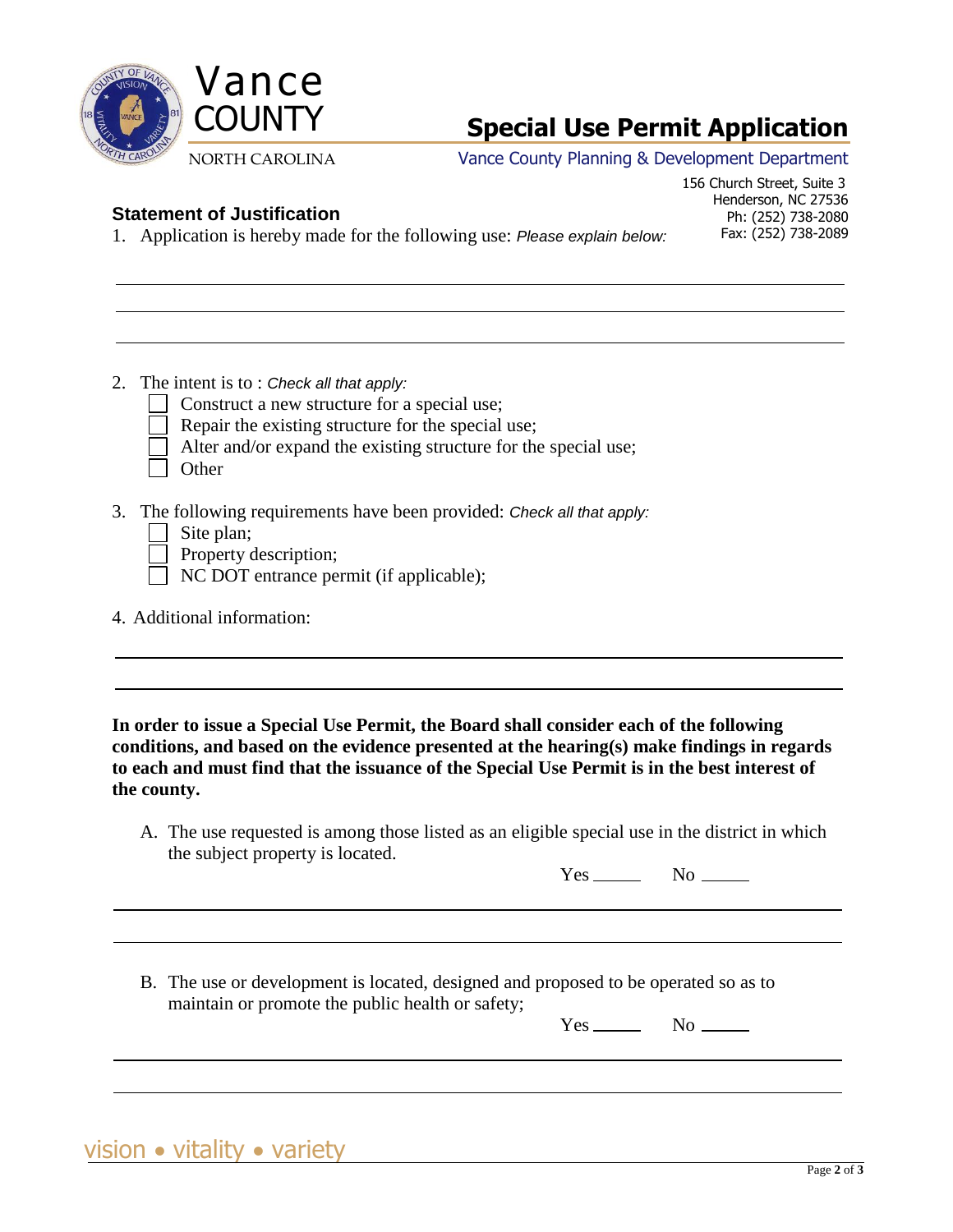# Vance COUNTY

NORTH CAROLINA

## Special Use Permit Application

Vance County Planning & Development Department

156 Church Street, Suite 3
Henderson, NC 27536
Ph: (252) 738-2080
Fax: (252) 738-2089

### Statement of Justification

1. Application is hereby made for the following use: *Please explain below:*

_______________________________________________

_______________________________________________

_______________________________________________

2. The intent is to : *Check all that apply:*
   - ☐ Construct a new structure for a special use;
   - ☐ Repair the existing structure for the special use;
   - ☐ Alter and/or expand the existing structure for the special use;
   - ☐ Other

3. The following requirements have been provided: *Check all that apply:*
   - ☐ Site plan;
   - ☐ Property description;
   - ☐ NC DOT entrance permit (if applicable);

4. Additional information:

_______________________________________________

_______________________________________________

**In order to issue a Special Use Permit, the Board shall consider each of the following conditions, and based on the evidence presented at the hearing(s) make findings in regards to each and must find that the issuance of the Special Use Permit is in the best interest of the county.**

A. The use requested is among those listed as an eligible special use in the district in which the subject property is located.

Yes _____ No _____

_______________________________________________

_______________________________________________

B. The use or development is located, designed and proposed to be operated so as to maintain or promote the public health or safety;

Yes _____ No _____

_______________________________________________

_______________________________________________

vision • vitality • variety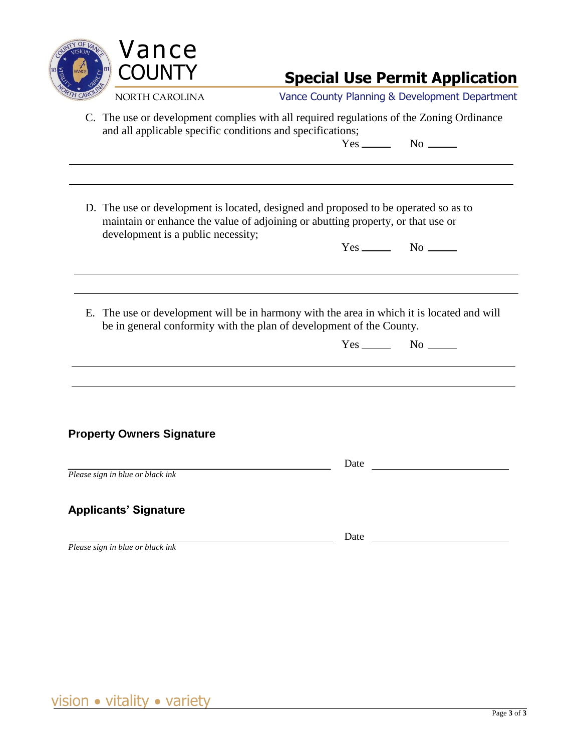C. The use or development complies with all required regulations of the Zoning Ordinance and all applicable specific conditions and specifications;

Yes ______ No ______

______________________________________________________________________

______________________________________________________________________

D. The use or development is located, designed and proposed to be operated so as to maintain or enhance the value of adjoining or abutting property, or that use or development is a public necessity;

Yes ______ No ______

______________________________________________________________________

______________________________________________________________________

E. The use or development will be in harmony with the area in which it is located and will be in general conformity with the plan of development of the County.

Yes ______ No ______

______________________________________________________________________

______________________________________________________________________

**Property Owners Signature**

________________________________________ Date ____________________

*Please sign in blue or black ink*

**Applicants' Signature**

________________________________________ Date ____________________

*Please sign in blue or black ink*